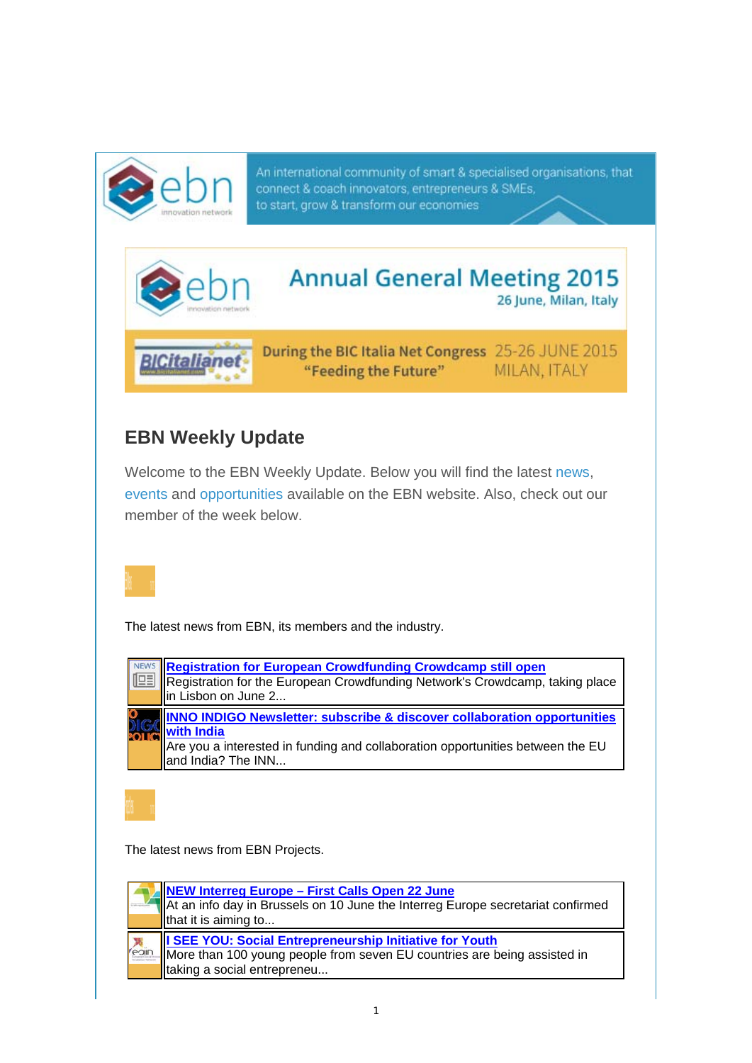An international community of smart & specialised organisations, that connect & coach innovators, entrepreneurs & SMEs, to start, grow & transform our economies

**Annual General Meeting 2015**
26 June, Milan, Italy

During the BIC Italia Net Congress "Feeding the Future" 25-26 JUNE 2015 MILAN, ITALY

## EBN Weekly Update

Welcome to the EBN Weekly Update. Below you will find the latest news, events and opportunities available on the EBN website. Also, check out our member of the week below.

The latest news from EBN, its members and the industry.

| | |
|---|---|
| NEWS | **Registration for European Crowdfunding Crowdcamp still open**<br>Registration for the European Crowdfunding Network's Crowdcamp, taking place in Lisbon on June 2... |
| | **INNO INDIGO Newsletter: subscribe & discover collaboration opportunities with India**<br>Are you a interested in funding and collaboration opportunities between the EU and India? The INN... |

The latest news from EBN Projects.

| | |
|---|---|
| | **NEW Interreg Europe – First Calls Open 22 June**<br>At an info day in Brussels on 10 June the Interreg Europe secretariat confirmed that it is aiming to... |
| | **I SEE YOU: Social Entrepreneurship Initiative for Youth**<br>More than 100 young people from seven EU countries are being assisted in taking a social entrepreneu... |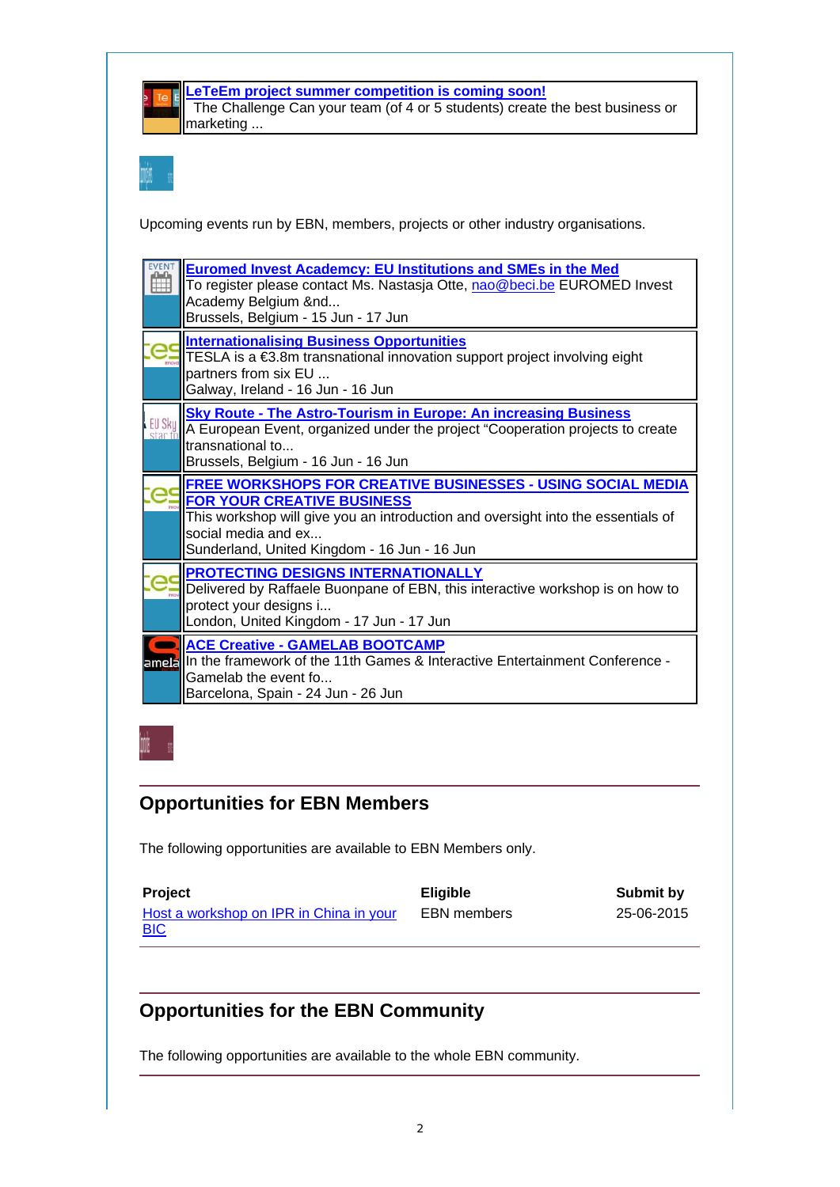**LeTeEm project summer competition is coming soon!**
The Challenge Can your team (of 4 or 5 students) create the best business or marketing ...

Upcoming events run by EBN, members, projects or other industry organisations.

**Euromed Invest Academcy: EU Institutions and SMEs in the Med**
To register please contact Ms. Nastasja Otte, nao@beci.be EUROMED Invest Academy Belgium &nd...
Brussels, Belgium - 15 Jun - 17 Jun

**Internationalising Business Opportunities**
TESLA is a €3.8m transnational innovation support project involving eight partners from six EU ...
Galway, Ireland - 16 Jun - 16 Jun

**Sky Route - The Astro-Tourism in Europe: An increasing Business**
A European Event, organized under the project "Cooperation projects to create transnational to...
Brussels, Belgium - 16 Jun - 16 Jun

**FREE WORKSHOPS FOR CREATIVE BUSINESSES - USING SOCIAL MEDIA FOR YOUR CREATIVE BUSINESS**
This workshop will give you an introduction and oversight into the essentials of social media and ex...
Sunderland, United Kingdom - 16 Jun - 16 Jun

**PROTECTING DESIGNS INTERNATIONALLY**
Delivered by Raffaele Buonpane of EBN, this interactive workshop is on how to protect your designs i...
London, United Kingdom - 17 Jun - 17 Jun

**ACE Creative - GAMELAB BOOTCAMP**
In the framework of the 11th Games & Interactive Entertainment Conference - Gamelab the event fo...
Barcelona, Spain - 24 Jun - 26 Jun

## Opportunities for EBN Members

The following opportunities are available to EBN Members only.

| Project | Eligible | Submit by |
|---|---|---|
| Host a workshop on IPR in China in your BIC | EBN members | 25-06-2015 |

## Opportunities for the EBN Community

The following opportunities are available to the whole EBN community.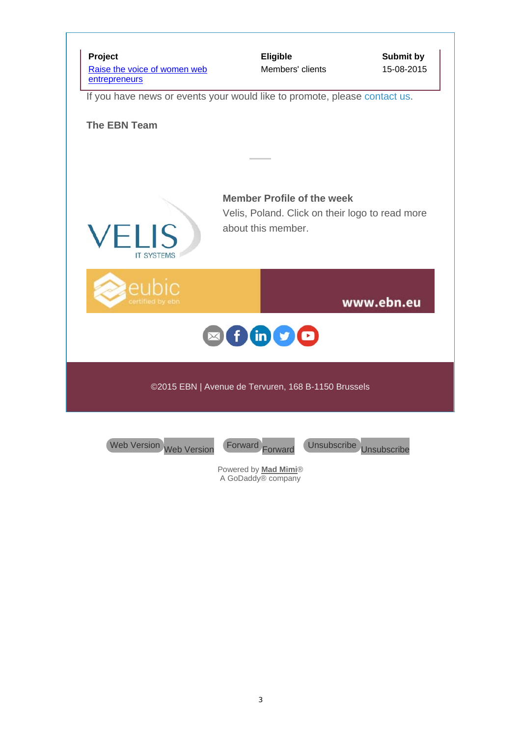| Project | Eligible | Submit by |
| --- | --- | --- |
| Raise the voice of women web entrepreneurs | Members' clients | 15-08-2015 |

If you have news or events your would like to promote, please contact us.

**The EBN Team**

**Member Profile of the week**

Velis, Poland. Click on their logo to read more about this member.

VELIS IT SYSTEMS

eubic certified by ebn

www.ebn.eu

©2015 EBN | Avenue de Tervuren, 168 B-1150 Brussels

Web Version Web Version Forward Forward Unsubscribe Unsubscribe

Powered by **Mad Mimi**®
A GoDaddy® company